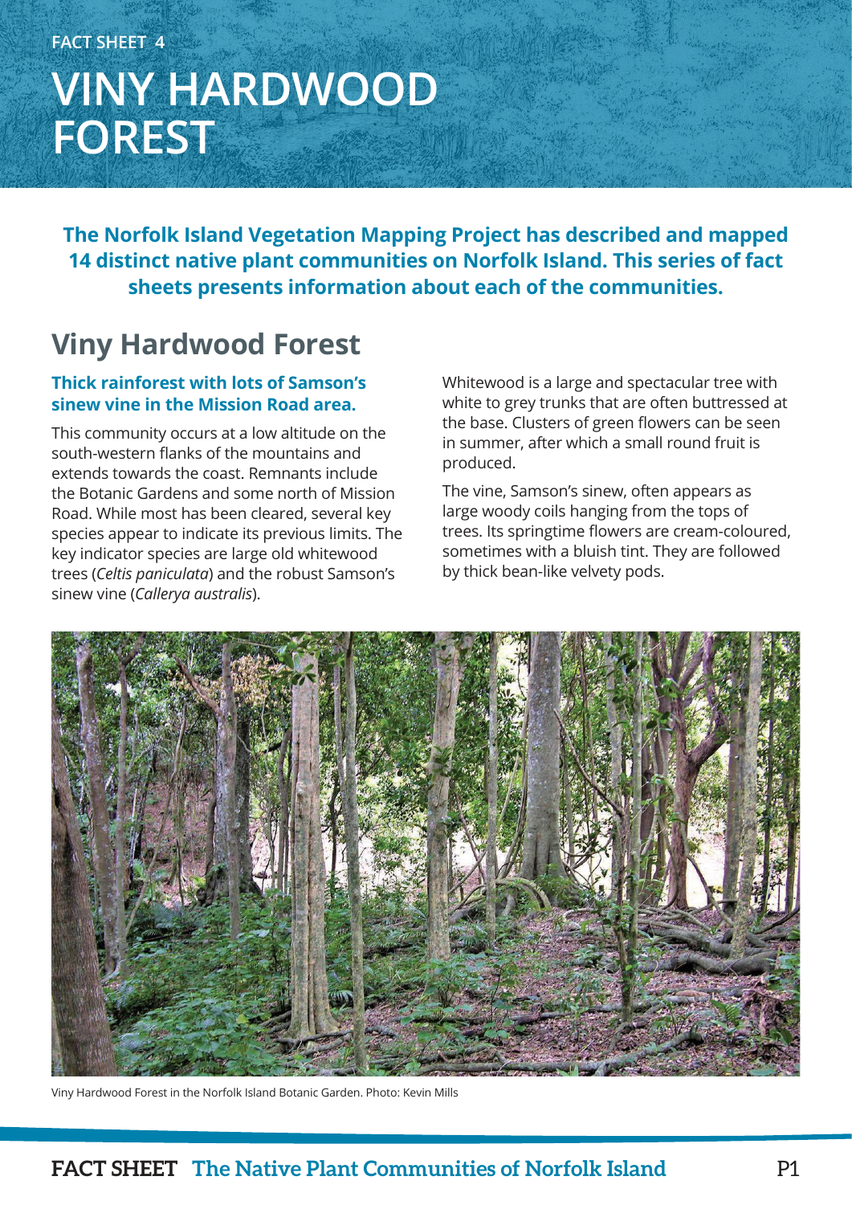FACT SHEET 4

# VINY HARDWOOD FOREST

**The Norfolk Island Vegetation Mapping Project has described and mapped 14 distinct native plant communities on Norfolk Island. This series of fact sheets presents information about each of the communities.**

## Viny Hardwood Forest

### Thick rainforest with lots of Samson's sinew vine in the Mission Road area.

This community occurs at a low altitude on the south-western flanks of the mountains and extends towards the coast. Remnants include the Botanic Gardens and some north of Mission Road. While most has been cleared, several key species appear to indicate its previous limits. The key indicator species are large old whitewood trees (*Celtis paniculata*) and the robust Samson's sinew vine (*Callerya australis*).

Whitewood is a large and spectacular tree with white to grey trunks that are often buttressed at the base. Clusters of green flowers can be seen in summer, after which a small round fruit is produced.

The vine, Samson's sinew, often appears as large woody coils hanging from the tops of trees. Its springtime flowers are cream-coloured, sometimes with a bluish tint. They are followed by thick bean-like velvety pods.

Viny Hardwood Forest in the Norfolk Island Botanic Garden. Photo: Kevin Mills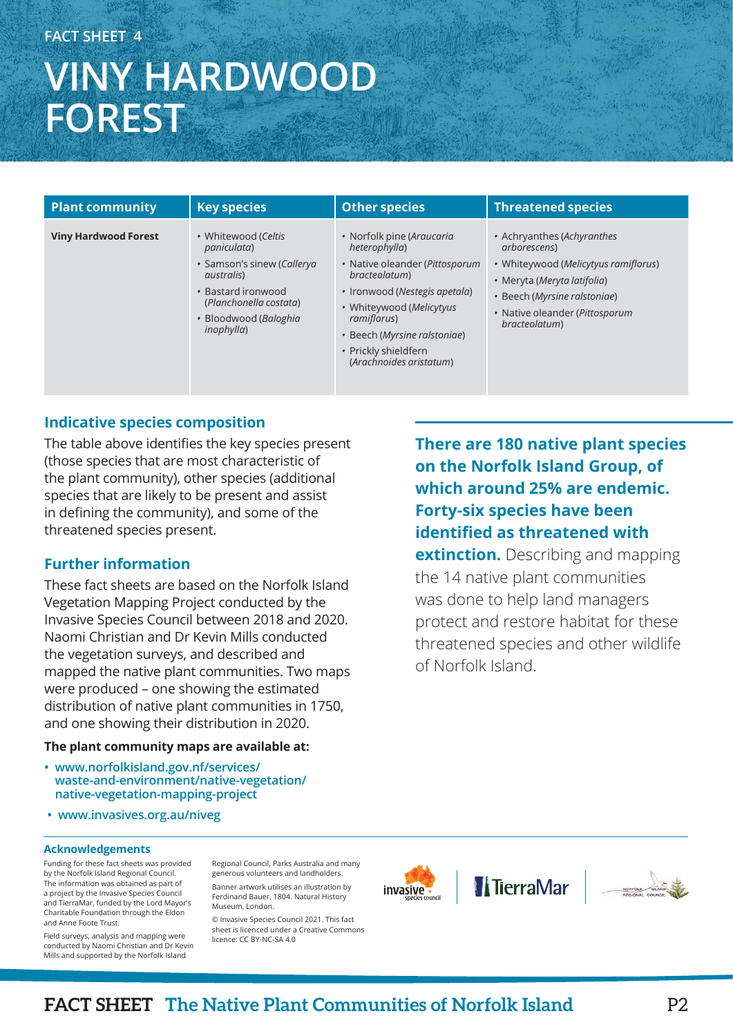FACT SHEET 4

# VINY HARDWOOD FOREST

| Plant community | Key species | Other species | Threatened species |
|---|---|---|---|
| **Viny Hardwood Forest** | • Whitewood (*Celtis paniculata*)<br>• Samson's sinew (*Callerya australis*)<br>• Bastard ironwood (*Planchonella costata*)<br>• Bloodwood (*Baloghia inophylla*) | • Norfolk pine (*Araucaria heterophylla*)<br>• Native oleander (*Pittosporum bracteolatum*)<br>• Ironwood (*Nestegis apetala*)<br>• Whiteywood (*Melicytus ramiflorus*)<br>• Beech (*Myrsine ralstoniae*)<br>• Prickly shieldfern (*Arachnoides aristatum*) | • Achryanthes (*Achyranthes arborescens*)<br>• Whiteywood (*Melicytus ramiflorus*)<br>• Meryta (*Meryta latifolia*)<br>• Beech (*Myrsine ralstoniae*)<br>• Native oleander (*Pittosporum bracteolatum*) |

## Indicative species composition

The table above identifies the key species present (those species that are most characteristic of the plant community), other species (additional species that are likely to be present and assist in defining the community), and some of the threatened species present.

## Further information

These fact sheets are based on the Norfolk Island Vegetation Mapping Project conducted by the Invasive Species Council between 2018 and 2020. Naomi Christian and Dr Kevin Mills conducted the vegetation surveys, and described and mapped the native plant communities. Two maps were produced – one showing the estimated distribution of native plant communities in 1750, and one showing their distribution in 2020.

**The plant community maps are available at:**

- www.norfolkisland.gov.nf/services/waste-and-environment/native-vegetation/native-vegetation-mapping-project
- www.invasives.org.au/niveg

**There are 180 native plant species on the Norfolk Island Group, of which around 25% are endemic. Forty-six species have been identified as threatened with extinction.** Describing and mapping the 14 native plant communities was done to help land managers protect and restore habitat for these threatened species and other wildlife of Norfolk Island.

### Acknowledgements

Funding for these fact sheets was provided by the Norfolk Island Regional Council. The information was obtained as part of a project by the Invasive Species Council and TierraMar, funded by the Lord Mayor's Charitable Foundation through the Eldon and Anne Foote Trust.

Field surveys, analysis and mapping were conducted by Naomi Christian and Dr Kevin Mills and supported by the Norfolk Island Regional Council, Parks Australia and many generous volunteers and landholders.

Banner artwork utilises an illustration by Ferdinand Bauer, 1804. Natural History Museum, London.

© Invasive Species Council 2021. This fact sheet is licenced under a Creative Commons licence: CC BY-NC-SA 4.0

invasive species council | TierraMar | Norfolk Island Regional Council